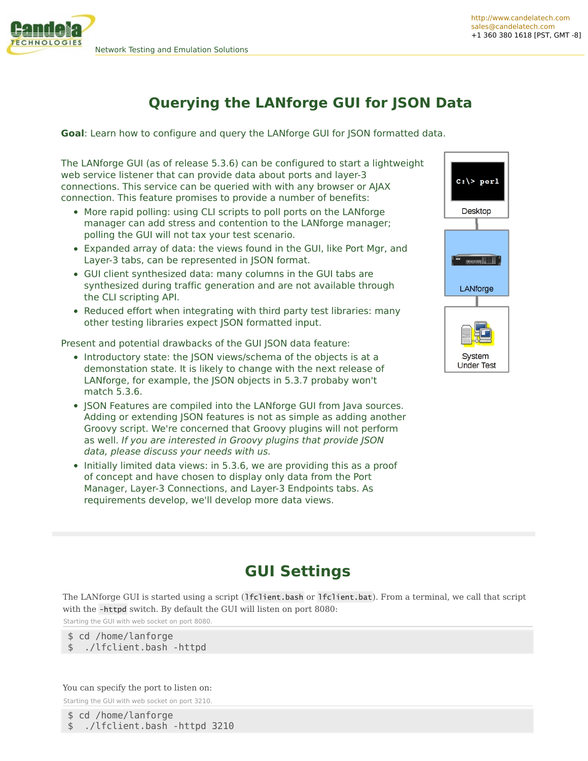# Querying the LANforge GUI for JSON Data

**Goal**: Learn how to configure and query the LANforge GUI for JSON formatted data.

The LANforge GUI (as of release 5.3.6) can be configured to start a lightweight web service listener that can provide data about ports and layer-3 connections. This service can be queried with with any browser or AJAX connection. This feature promises to provide a number of benefits:

- More rapid polling: using CLI scripts to poll ports on the LANforge manager can add stress and contention to the LANforge manager; polling the GUI will not tax your test scenario.
- Expanded array of data: the views found in the GUI, like Port Mgr, and Layer-3 tabs, can be represented in JSON format.
- GUI client synthesized data: many columns in the GUI tabs are synthesized during traffic generation and are not available through the CLI scripting API.
- Reduced effort when integrating with third party test libraries: many other testing libraries expect JSON formatted input.

Present and potential drawbacks of the GUI JSON data feature:

- Introductory state: the JSON views/schema of the objects is at a demonstation state. It is likely to change with the next release of LANforge, for example, the JSON objects in 5.3.7 probaby won't match 5.3.6.
- JSON Features are compiled into the LANforge GUI from Java sources. Adding or extending JSON features is not as simple as adding another Groovy script. We're concerned that Groovy plugins will not perform as well. *If you are interested in Groovy plugins that provide JSON data, please discuss your needs with us.*
- Initially limited data views: in 5.3.6, we are providing this as a proof of concept and have chosen to display only data from the Port Manager, Layer-3 Connections, and Layer-3 Endpoints tabs. As requirements develop, we'll develop more data views.

Desktop

LANforge

System Under Test

## GUI Settings

The LANforge GUI is started using a script (`lfclient.bash` or `lfclient.bat`). From a terminal, we call that script with the `-httpd` switch. By default the GUI will listen on port 8080:

Starting the GUI with web socket on port 8080.

```
$ cd /home/lanforge
$  ./lfclient.bash -httpd
```

You can specify the port to listen on:

Starting the GUI with web socket on port 3210.

```
$ cd /home/lanforge
$  ./lfclient.bash -httpd 3210
```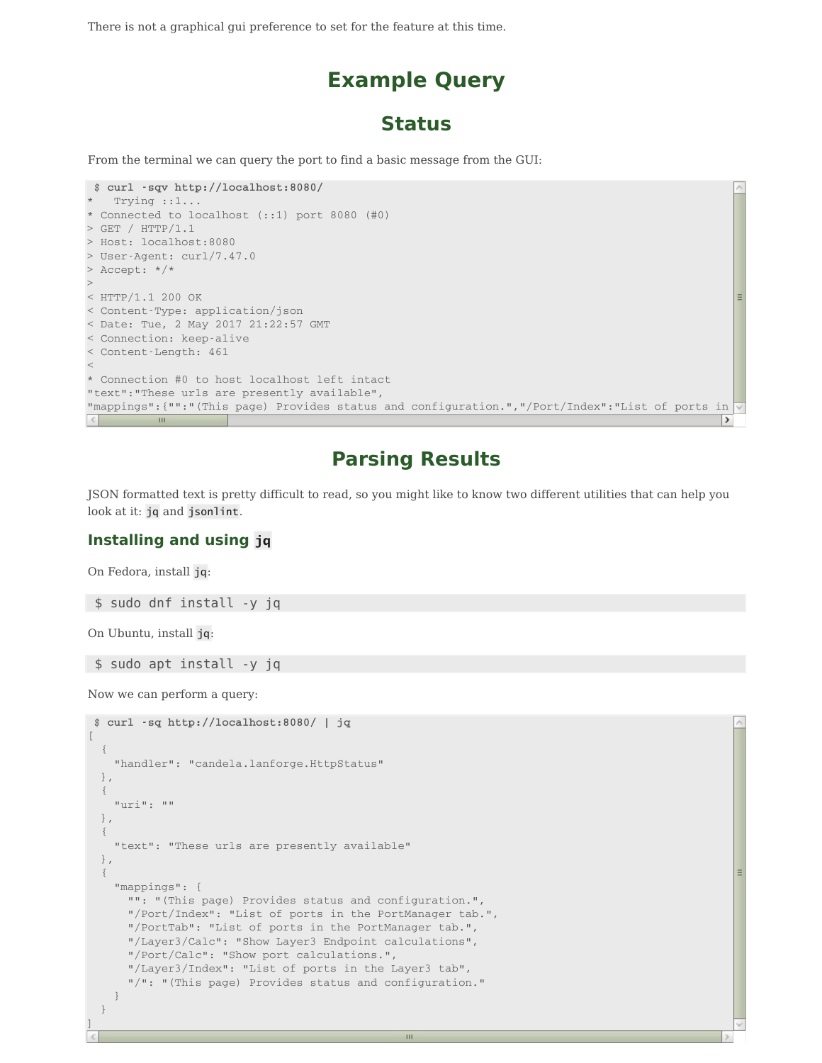There is not a graphical gui preference to set for the feature at this time.

# Example Query

## Status

From the terminal we can query the port to find a basic message from the GUI:

```
$ curl -sqv http://localhost:8080/
*   Trying ::1...
* Connected to localhost (::1) port 8080 (#0)
> GET / HTTP/1.1
> Host: localhost:8080
> User-Agent: curl/7.47.0
> Accept: */*
>
< HTTP/1.1 200 OK
< Content-Type: application/json
< Date: Tue, 2 May 2017 21:22:57 GMT
< Connection: keep-alive
< Content-Length: 461
<
* Connection #0 to host localhost left intact
"text":"These urls are presently available",
"mappings":{"":"(This page) Provides status and configuration.","/Port/Index":"List of ports in
```

## Parsing Results

JSON formatted text is pretty difficult to read, so you might like to know two different utilities that can help you look at it: `jq` and `jsonlint`.

### Installing and using `jq`

On Fedora, install `jq`:

```
$ sudo dnf install -y jq
```

On Ubuntu, install `jq`:

```
$ sudo apt install -y jq
```

Now we can perform a query:

```
$ curl -sq http://localhost:8080/ | jq
[
  {
    "handler": "candela.lanforge.HttpStatus"
  },
  {
    "uri": ""
  },
  {
    "text": "These urls are presently available"
  },
  {
    "mappings": {
      "": "(This page) Provides status and configuration.",
      "/Port/Index": "List of ports in the PortManager tab.",
      "/PortTab": "List of ports in the PortManager tab.",
      "/Layer3/Calc": "Show Layer3 Endpoint calculations",
      "/Port/Calc": "Show port calculations.",
      "/Layer3/Index": "List of ports in the Layer3 tab",
      "/": "(This page) Provides status and configuration."
    }
  }
]
```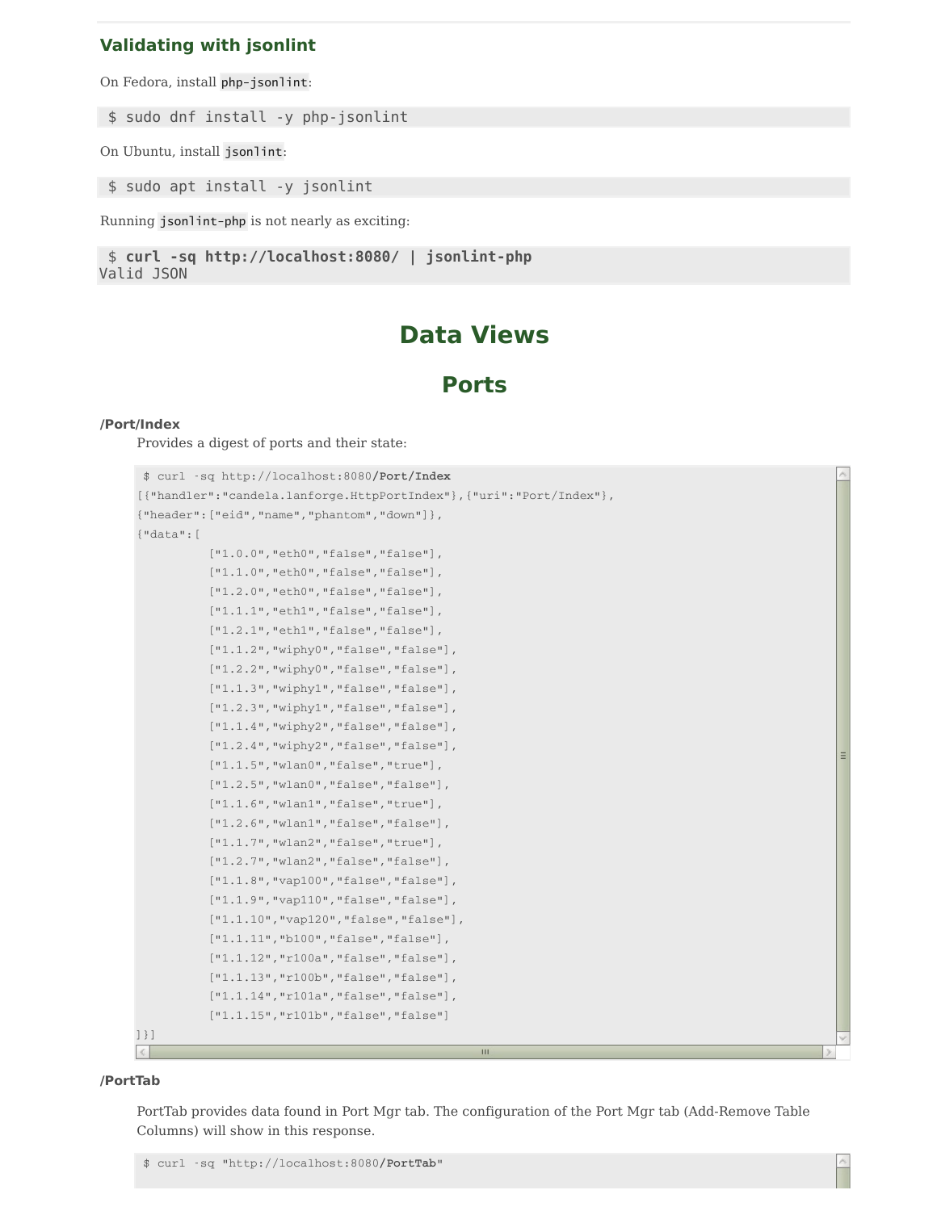### Validating with jsonlint

On Fedora, install `php-jsonlint`:

```
$ sudo dnf install -y php-jsonlint
```

On Ubuntu, install `jsonlint`:

```
$ sudo apt install -y jsonlint
```

Running `jsonlint-php` is not nearly as exciting:

```
$ curl -sq http://localhost:8080/ | jsonlint-php
Valid JSON
```

# Data Views

## Ports

**/Port/Index**

Provides a digest of ports and their state:

```
$ curl -sq http://localhost:8080/Port/Index
[{"handler":"candela.lanforge.HttpPortIndex"},{"uri":"Port/Index"},
{"header":["eid","name","phantom","down"]},
{"data":[
        ["1.0.0","eth0","false","false"],
        ["1.1.0","eth0","false","false"],
        ["1.2.0","eth0","false","false"],
        ["1.1.1","eth1","false","false"],
        ["1.2.1","eth1","false","false"],
        ["1.1.2","wiphy0","false","false"],
        ["1.2.2","wiphy0","false","false"],
        ["1.1.3","wiphy1","false","false"],
        ["1.2.3","wiphy1","false","false"],
        ["1.1.4","wiphy2","false","false"],
        ["1.2.4","wiphy2","false","false"],
        ["1.1.5","wlan0","false","true"],
        ["1.2.5","wlan0","false","false"],
        ["1.1.6","wlan1","false","true"],
        ["1.2.6","wlan1","false","false"],
        ["1.1.7","wlan2","false","true"],
        ["1.2.7","wlan2","false","false"],
        ["1.1.8","vap100","false","false"],
        ["1.1.9","vap110","false","false"],
        ["1.1.10","vap120","false","false"],
        ["1.1.11","b100","false","false"],
        ["1.1.12","r100a","false","false"],
        ["1.1.13","r100b","false","false"],
        ["1.1.14","r101a","false","false"],
        ["1.1.15","r101b","false","false"]
]}]
```

**/PortTab**

PortTab provides data found in Port Mgr tab. The configuration of the Port Mgr tab (Add-Remove Table Columns) will show in this response.

```
$ curl -sq "http://localhost:8080/PortTab"
```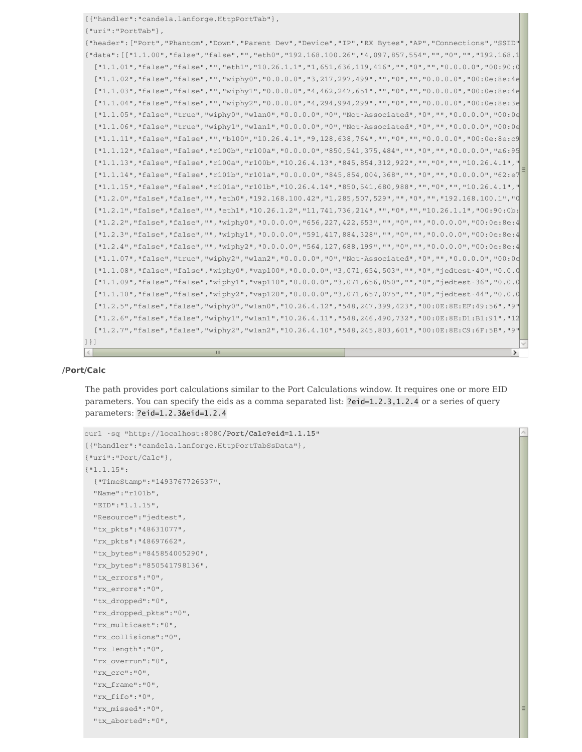```
[{"handler":"candela.lanforge.HttpPortTab"},
{"uri":"PortTab"},
{"header":["Port","Phantom","Down","Parent Dev","Device","IP","RX Bytes","AP","Connections","SSID"
{"data":[["1.1.00","false","false","","eth0","192.168.100.26","4,097,857,554","","0","","192.168.1
  ["1.1.01","false","false","","eth1","10.26.1.1","1,651,636,119,416","","0","","0.0.0.0","00:90:0
  ["1.1.02","false","false","","wiphy0","0.0.0.0","3,217,297,499","","0","","0.0.0.0","00:0e:8e:4e
  ["1.1.03","false","false","","wiphy1","0.0.0.0","4,462,247,651","","0","","0.0.0.0","00:0e:8e:4e
  ["1.1.04","false","false","","wiphy2","0.0.0.0","4,294,994,299","","0","","0.0.0.0","00:0e:8e:3e
  ["1.1.05","false","true","wiphy0","wlan0","0.0.0.0","0","Not-Associated","0","","0.0.0.0","00:0e
  ["1.1.06","false","true","wiphy1","wlan1","0.0.0.0","0","Not-Associated","0","","0.0.0.0","00:0e
  ["1.1.11","false","false","","b100","10.26.4.1","9,128,638,764","","0","","0.0.0.0","00:0e:8e:c9
  ["1.1.12","false","false","r100b","r100a","0.0.0.0","850,541,375,484","","0","","0.0.0.0","a6:95
  ["1.1.13","false","false","r100a","r100b","10.26.4.13","845,854,312,922","","0","","10.26.4.1","
  ["1.1.14","false","false","r101b","r101a","0.0.0.0","845,854,004,368","","0","","0.0.0.0","62:e7
  ["1.1.15","false","false","r101a","r101b","10.26.4.14","850,541,680,988","","0","","10.26.4.1","
  ["1.2.0","false","false","","eth0","192.168.100.42","1,285,507,529","","0","","192.168.100.1","0
  ["1.2.1","false","false","","eth1","10.26.1.2","11,741,736,214","","0","","10.26.1.1","00:90:0b:
  ["1.2.2","false","false","","wiphy0","0.0.0.0","656,227,422,653","","0","","0.0.0.0","00:0e:8e:4
  ["1.2.3","false","false","","wiphy1","0.0.0.0","591,417,884,328","","0","","0.0.0.0","00:0e:8e:4
  ["1.2.4","false","false","","wiphy2","0.0.0.0","564,127,688,199","","0","","0.0.0.0","00:0e:8e:4
  ["1.1.07","false","true","wiphy2","wlan2","0.0.0.0","0","Not-Associated","0","","0.0.0.0","00:0e
  ["1.1.08","false","false","wiphy0","vap100","0.0.0.0","3,071,654,503","","0","jedtest-40","0.0.0
  ["1.1.09","false","false","wiphy1","vap110","0.0.0.0","3,071,656,850","","0","jedtest-36","0.0.0
  ["1.1.10","false","false","wiphy2","vap120","0.0.0.0","3,071,657,075","","0","jedtest-44","0.0.0
  ["1.2.5","false","false","wiphy0","wlan0","10.26.4.12","548,247,399,423","00:0E:8E:EF:49:56","9"
  ["1.2.6","false","false","wiphy1","wlan1","10.26.4.11","548,246,490,732","00:0E:8E:D1:B1:91","12
  ["1.2.7","false","false","wiphy2","wlan2","10.26.4.10","548,245,803,601","00:0E:8E:C9:6F:5B","9"
]}]
```

### /Port/Calc

The path provides port calculations similar to the Port Calculations window. It requires one or more EID parameters. You can specify the eids as a comma separated list: `?eid=1.2.3,1.2.4` or a series of query parameters: `?eid=1.2.3&eid=1.2.4`

```
curl -sq "http://localhost:8080/Port/Calc?eid=1.1.15"
[{"handler":"candela.lanforge.HttpPortTabSsData"},
{"uri":"Port/Calc"},
{"1.1.15":
  {"TimeStamp":"1493767726537",
  "Name":"r101b",
  "EID":"1.1.15",
  "Resource":"jedtest",
  "tx_pkts":"48631077",
  "rx_pkts":"48697662",
  "tx_bytes":"845854005290",
  "rx_bytes":"850541798136",
  "tx_errors":"0",
  "rx_errors":"0",
  "tx_dropped":"0",
  "rx_dropped_pkts":"0",
  "rx_multicast":"0",
  "rx_collisions":"0",
  "rx_length":"0",
  "rx_overrun":"0",
  "rx_crc":"0",
  "rx_frame":"0",
  "rx_fifo":"0",
  "rx_missed":"0",
  "tx_aborted":"0",
```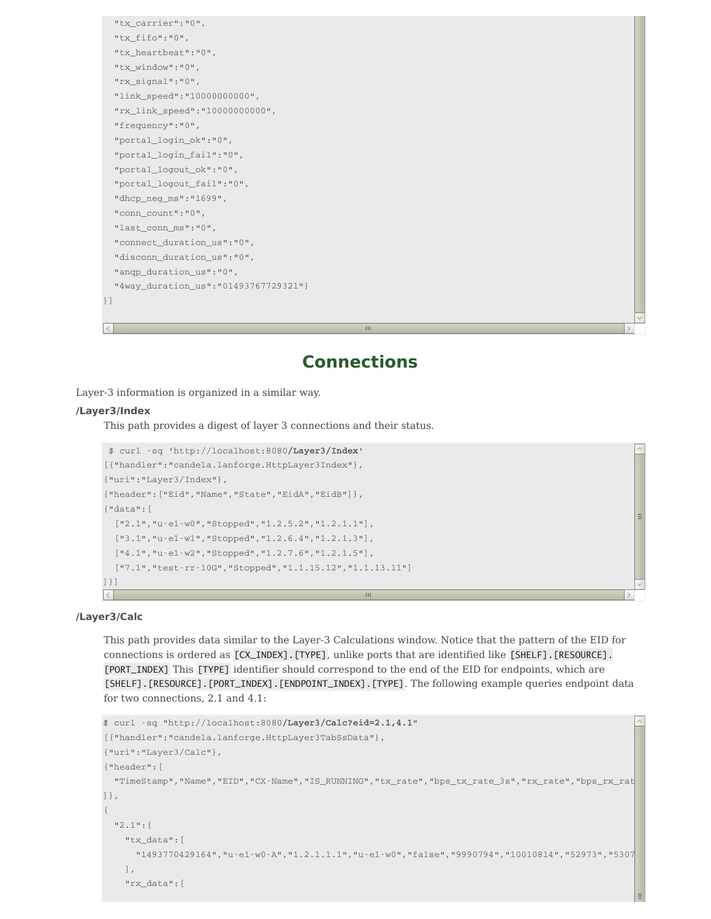```
  "tx_carrier":"0",
  "tx_fifo":"0",
  "tx_heartbeat":"0",
  "tx_window":"0",
  "rx_signal":"0",
  "link_speed":"10000000000",
  "rx_link_speed":"10000000000",
  "frequency":"0",
  "portal_login_ok":"0",
  "portal_login_fail":"0",
  "portal_logout_ok":"0",
  "portal_logout_fail":"0",
  "dhcp_neg_ms":"1699",
  "conn_count":"0",
  "last_conn_ms":"0",
  "connect_duration_us":"0",
  "disconn_duration_us":"0",
  "anqp_duration_us":"0",
  "4way_duration_us":"01493767729321"}
}]
```

## Connections

Layer-3 information is organized in a similar way.

**/Layer3/Index**

This path provides a digest of layer 3 connections and their status.

```
 $ curl -sq 'http://localhost:8080/Layer3/Index'
[{"handler":"candela.lanforge.HttpLayer3Index"},
{"uri":"Layer3/Index"},
{"header":["Eid","Name","State","EidA","EidB"]},
{"data":[
  ["2.1","u-e1-w0","Stopped","1.2.5.2","1.2.1.1"],
  ["3.1","u-e1-w1","Stopped","1.2.6.4","1.2.1.3"],
  ["4.1","u-e1-w2","Stopped","1.2.7.6","1.2.1.5"],
  ["7.1","test-rr-10G","Stopped","1.1.15.12","1.1.13.11"]
]}]
```

**/Layer3/Calc**

This path provides data similar to the Layer-3 Calculations window. Notice that the pattern of the EID for connections is ordered as `[CX_INDEX].[TYPE]`, unlike ports that are identified like `[SHELF].[RESOURCE].[PORT_INDEX]` This `[TYPE]` identifier should correspond to the end of the EID for endpoints, which are `[SHELF].[RESOURCE].[PORT_INDEX].[ENDPOINT_INDEX].[TYPE]`. The following example queries endpoint data for two connections, 2.1 and 4.1:

```
$ curl -sq "http://localhost:8080/Layer3/Calc?eid=2.1,4.1"
[{"handler":"candela.lanforge.HttpLayer3TabSsData"},
{"uri":"Layer3/Calc"},
{"header":[
  "TimeStamp","Name","EID","CX-Name","IS_RUNNING","tx_rate","bps_tx_rate_3s","rx_rate","bps_rx_rat
]},
{
  "2.1":{
    "tx_data":[
      "1493770429164","u-e1-w0-A","1.2.1.1.1","u-e1-w0","false","9990794","10010814","52973","5307
    ],
    "rx_data":[
```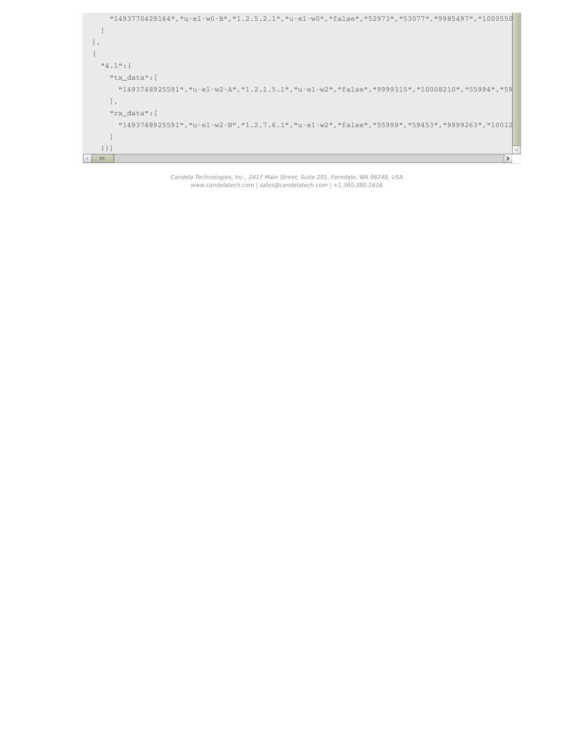```
    "1493770429164","u-e1-w0-B","1.2.5.2.1","u-e1-w0","false","52973","53077","9985497","1000550
  ]
},
{
  "4.1":{
    "tx_data":[
      "1493748925591","u-e1-w2-A","1.2.1.5.1","u-e1-w2","false","9999315","10008210","55994","59
    ],
    "rx_data":[
      "1493748925591","u-e1-w2-B","1.2.7.6.1","u-e1-w2","false","55999","59453","9999263","10012
    ]
  }}]
```